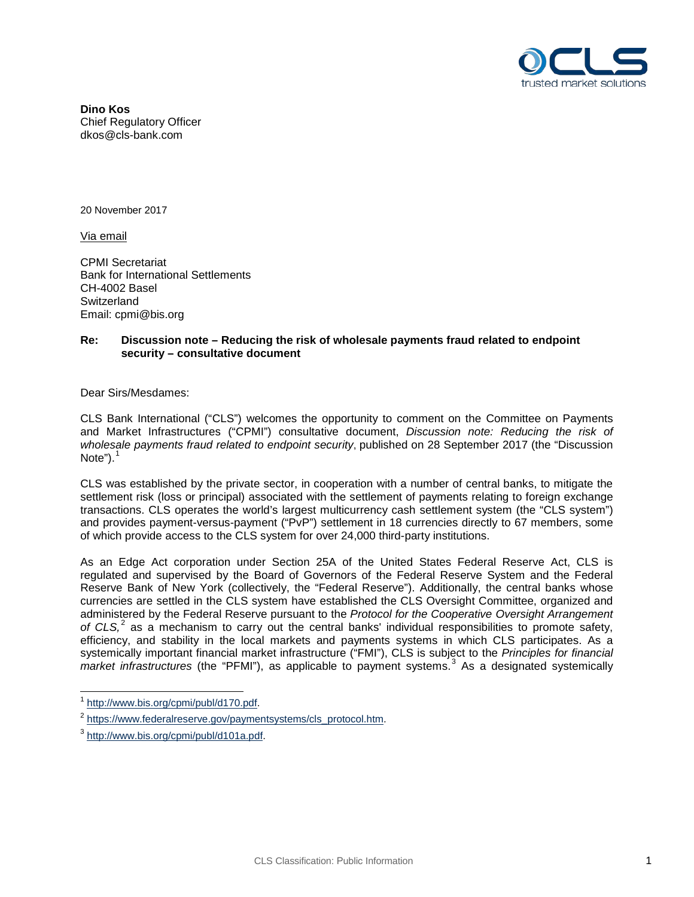**Dino Kos**
Chief Regulatory Officer
dkos@cls-bank.com

20 November 2017

Via email

CPMI Secretariat
Bank for International Settlements
CH-4002 Basel
Switzerland
Email: cpmi@bis.org

**Re: Discussion note – Reducing the risk of wholesale payments fraud related to endpoint security – consultative document**

Dear Sirs/Mesdames:

CLS Bank International ("CLS") welcomes the opportunity to comment on the Committee on Payments and Market Infrastructures ("CPMI") consultative document, *Discussion note: Reducing the risk of wholesale payments fraud related to endpoint security*, published on 28 September 2017 (the "Discussion Note").[1]

CLS was established by the private sector, in cooperation with a number of central banks, to mitigate the settlement risk (loss or principal) associated with the settlement of payments relating to foreign exchange transactions. CLS operates the world's largest multicurrency cash settlement system (the "CLS system") and provides payment-versus-payment ("PvP") settlement in 18 currencies directly to 67 members, some of which provide access to the CLS system for over 24,000 third-party institutions.

As an Edge Act corporation under Section 25A of the United States Federal Reserve Act, CLS is regulated and supervised by the Board of Governors of the Federal Reserve System and the Federal Reserve Bank of New York (collectively, the "Federal Reserve"). Additionally, the central banks whose currencies are settled in the CLS system have established the CLS Oversight Committee, organized and administered by the Federal Reserve pursuant to the *Protocol for the Cooperative Oversight Arrangement of CLS,*[2] as a mechanism to carry out the central banks' individual responsibilities to promote safety, efficiency, and stability in the local markets and payments systems in which CLS participates. As a systemically important financial market infrastructure ("FMI"), CLS is subject to the *Principles for financial market infrastructures* (the "PFMI"), as applicable to payment systems.[3] As a designated systemically

[1] http://www.bis.org/cpmi/publ/d170.pdf.

[2] https://www.federalreserve.gov/paymentsystems/cls_protocol.htm.

[3] http://www.bis.org/cpmi/publ/d101a.pdf.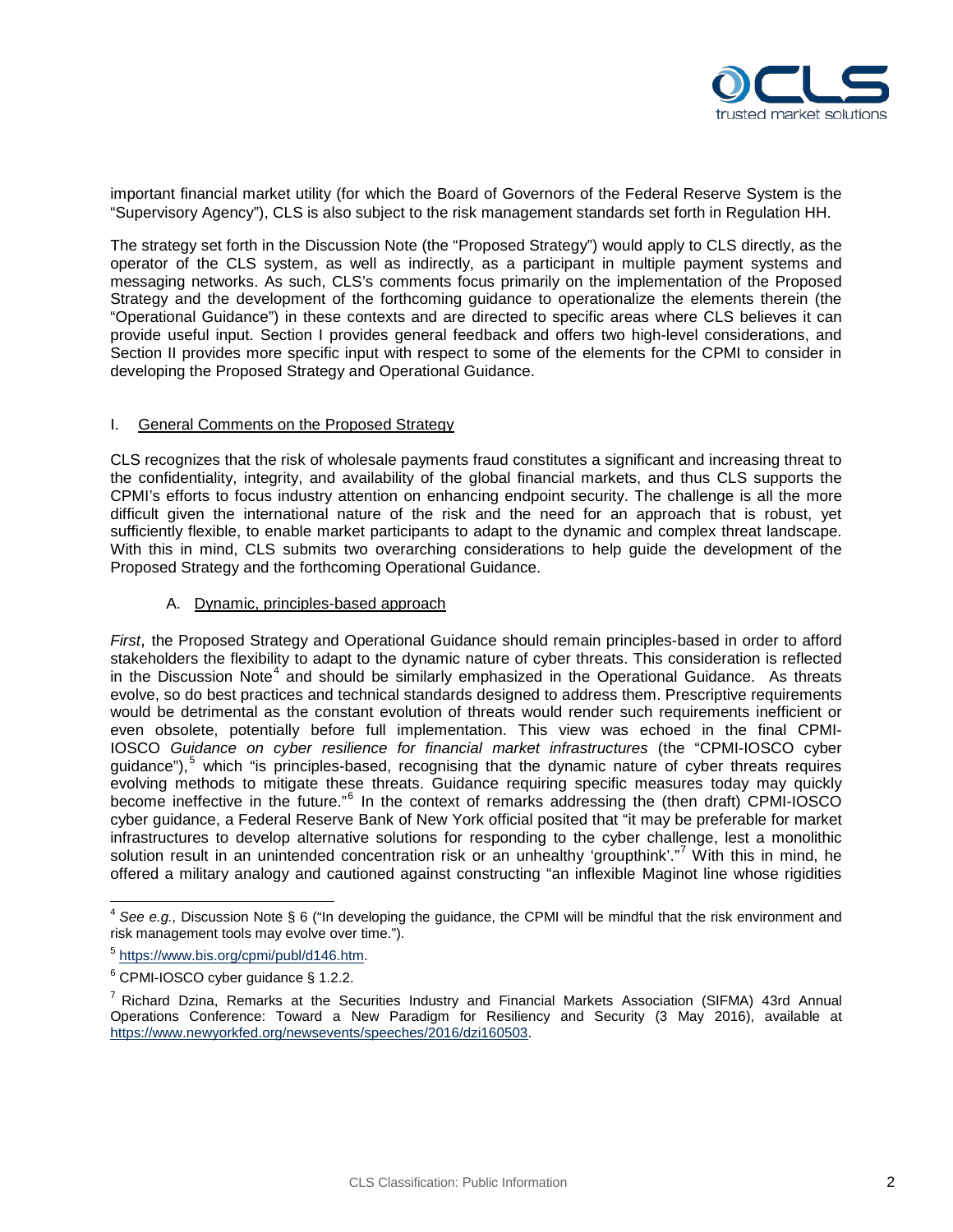important financial market utility (for which the Board of Governors of the Federal Reserve System is the "Supervisory Agency"), CLS is also subject to the risk management standards set forth in Regulation HH.

The strategy set forth in the Discussion Note (the "Proposed Strategy") would apply to CLS directly, as the operator of the CLS system, as well as indirectly, as a participant in multiple payment systems and messaging networks. As such, CLS's comments focus primarily on the implementation of the Proposed Strategy and the development of the forthcoming guidance to operationalize the elements therein (the "Operational Guidance") in these contexts and are directed to specific areas where CLS believes it can provide useful input. Section I provides general feedback and offers two high-level considerations, and Section II provides more specific input with respect to some of the elements for the CPMI to consider in developing the Proposed Strategy and Operational Guidance.

## I. General Comments on the Proposed Strategy

CLS recognizes that the risk of wholesale payments fraud constitutes a significant and increasing threat to the confidentiality, integrity, and availability of the global financial markets, and thus CLS supports the CPMI's efforts to focus industry attention on enhancing endpoint security. The challenge is all the more difficult given the international nature of the risk and the need for an approach that is robust, yet sufficiently flexible, to enable market participants to adapt to the dynamic and complex threat landscape. With this in mind, CLS submits two overarching considerations to help guide the development of the Proposed Strategy and the forthcoming Operational Guidance.

### A. Dynamic, principles-based approach

*First*, the Proposed Strategy and Operational Guidance should remain principles-based in order to afford stakeholders the flexibility to adapt to the dynamic nature of cyber threats. This consideration is reflected in the Discussion Note[4] and should be similarly emphasized in the Operational Guidance. As threats evolve, so do best practices and technical standards designed to address them. Prescriptive requirements would be detrimental as the constant evolution of threats would render such requirements inefficient or even obsolete, potentially before full implementation. This view was echoed in the final CPMI-IOSCO *Guidance on cyber resilience for financial market infrastructures* (the "CPMI-IOSCO cyber guidance"),[5] which "is principles-based, recognising that the dynamic nature of cyber threats requires evolving methods to mitigate these threats. Guidance requiring specific measures today may quickly become ineffective in the future."[6] In the context of remarks addressing the (then draft) CPMI-IOSCO cyber guidance, a Federal Reserve Bank of New York official posited that "it may be preferable for market infrastructures to develop alternative solutions for responding to the cyber challenge, lest a monolithic solution result in an unintended concentration risk or an unhealthy 'groupthink'."[7] With this in mind, he offered a military analogy and cautioned against constructing "an inflexible Maginot line whose rigidities

---

[4] *See e.g.,* Discussion Note § 6 ("In developing the guidance, the CPMI will be mindful that the risk environment and risk management tools may evolve over time.").

[5] https://www.bis.org/cpmi/publ/d146.htm.

[6] CPMI-IOSCO cyber guidance § 1.2.2.

[7] Richard Dzina, Remarks at the Securities Industry and Financial Markets Association (SIFMA) 43rd Annual Operations Conference: Toward a New Paradigm for Resiliency and Security (3 May 2016), available at https://www.newyorkfed.org/newsevents/speeches/2016/dzi160503.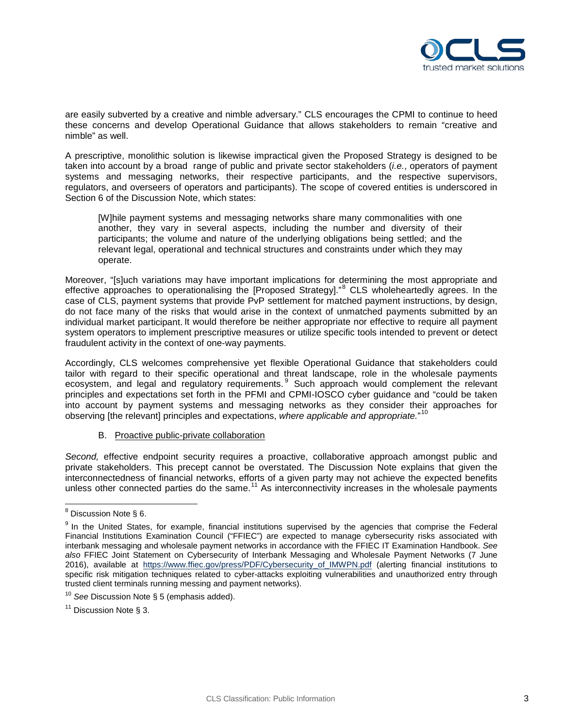are easily subverted by a creative and nimble adversary." CLS encourages the CPMI to continue to heed these concerns and develop Operational Guidance that allows stakeholders to remain "creative and nimble" as well.

A prescriptive, monolithic solution is likewise impractical given the Proposed Strategy is designed to be taken into account by a broad range of public and private sector stakeholders (*i.e.*, operators of payment systems and messaging networks, their respective participants, and the respective supervisors, regulators, and overseers of operators and participants). The scope of covered entities is underscored in Section 6 of the Discussion Note, which states:

> [W]hile payment systems and messaging networks share many commonalities with one another, they vary in several aspects, including the number and diversity of their participants; the volume and nature of the underlying obligations being settled; and the relevant legal, operational and technical structures and constraints under which they may operate.

Moreover, "[s]uch variations may have important implications for determining the most appropriate and effective approaches to operationalising the [Proposed Strategy]."[8] CLS wholeheartedly agrees. In the case of CLS, payment systems that provide PvP settlement for matched payment instructions, by design, do not face many of the risks that would arise in the context of unmatched payments submitted by an individual market participant. It would therefore be neither appropriate nor effective to require all payment system operators to implement prescriptive measures or utilize specific tools intended to prevent or detect fraudulent activity in the context of one-way payments.

Accordingly, CLS welcomes comprehensive yet flexible Operational Guidance that stakeholders could tailor with regard to their specific operational and threat landscape, role in the wholesale payments ecosystem, and legal and regulatory requirements.[9] Such approach would complement the relevant principles and expectations set forth in the PFMI and CPMI-IOSCO cyber guidance and "could be taken into account by payment systems and messaging networks as they consider their approaches for observing [the relevant] principles and expectations, *where applicable and appropriate.*"[10]

B. Proactive public-private collaboration

*Second,* effective endpoint security requires a proactive, collaborative approach amongst public and private stakeholders. This precept cannot be overstated. The Discussion Note explains that given the interconnectedness of financial networks, efforts of a given party may not achieve the expected benefits unless other connected parties do the same.[11] As interconnectivity increases in the wholesale payments

---

[8] Discussion Note § 6.

[9] In the United States, for example, financial institutions supervised by the agencies that comprise the Federal Financial Institutions Examination Council ("FFIEC") are expected to manage cybersecurity risks associated with interbank messaging and wholesale payment networks in accordance with the FFIEC IT Examination Handbook. *See also* FFIEC Joint Statement on Cybersecurity of Interbank Messaging and Wholesale Payment Networks (7 June 2016), available at https://www.ffiec.gov/press/PDF/Cybersecurity_of_IMWPN.pdf (alerting financial institutions to specific risk mitigation techniques related to cyber-attacks exploiting vulnerabilities and unauthorized entry through trusted client terminals running messing and payment networks).

[10] *See* Discussion Note § 5 (emphasis added).

[11] Discussion Note § 3.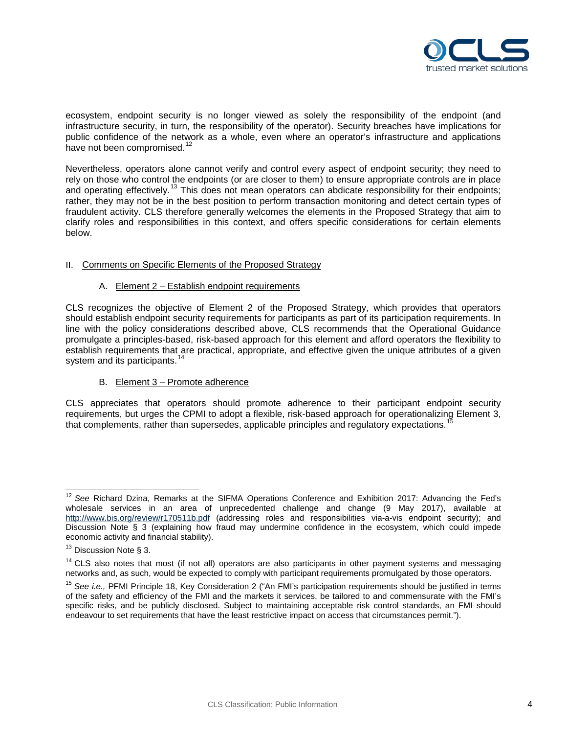ecosystem, endpoint security is no longer viewed as solely the responsibility of the endpoint (and infrastructure security, in turn, the responsibility of the operator). Security breaches have implications for public confidence of the network as a whole, even where an operator's infrastructure and applications have not been compromised.[12]

Nevertheless, operators alone cannot verify and control every aspect of endpoint security; they need to rely on those who control the endpoints (or are closer to them) to ensure appropriate controls are in place and operating effectively.[13] This does not mean operators can abdicate responsibility for their endpoints; rather, they may not be in the best position to perform transaction monitoring and detect certain types of fraudulent activity. CLS therefore generally welcomes the elements in the Proposed Strategy that aim to clarify roles and responsibilities in this context, and offers specific considerations for certain elements below.

II. Comments on Specific Elements of the Proposed Strategy

A. Element 2 – Establish endpoint requirements

CLS recognizes the objective of Element 2 of the Proposed Strategy, which provides that operators should establish endpoint security requirements for participants as part of its participation requirements. In line with the policy considerations described above, CLS recommends that the Operational Guidance promulgate a principles-based, risk-based approach for this element and afford operators the flexibility to establish requirements that are practical, appropriate, and effective given the unique attributes of a given system and its participants.[14]

B. Element 3 – Promote adherence

CLS appreciates that operators should promote adherence to their participant endpoint security requirements, but urges the CPMI to adopt a flexible, risk-based approach for operationalizing Element 3, that complements, rather than supersedes, applicable principles and regulatory expectations.[15]

---

[12] *See* Richard Dzina, Remarks at the SIFMA Operations Conference and Exhibition 2017: Advancing the Fed's wholesale services in an area of unprecedented challenge and change (9 May 2017), available at http://www.bis.org/review/r170511b.pdf (addressing roles and responsibilities via-a-vis endpoint security); and Discussion Note § 3 (explaining how fraud may undermine confidence in the ecosystem, which could impede economic activity and financial stability).

[13] Discussion Note § 3.

[14] CLS also notes that most (if not all) operators are also participants in other payment systems and messaging networks and, as such, would be expected to comply with participant requirements promulgated by those operators.

[15] *See i.e.,* PFMI Principle 18, Key Consideration 2 ("An FMI's participation requirements should be justified in terms of the safety and efficiency of the FMI and the markets it services, be tailored to and commensurate with the FMI's specific risks, and be publicly disclosed. Subject to maintaining acceptable risk control standards, an FMI should endeavour to set requirements that have the least restrictive impact on access that circumstances permit.").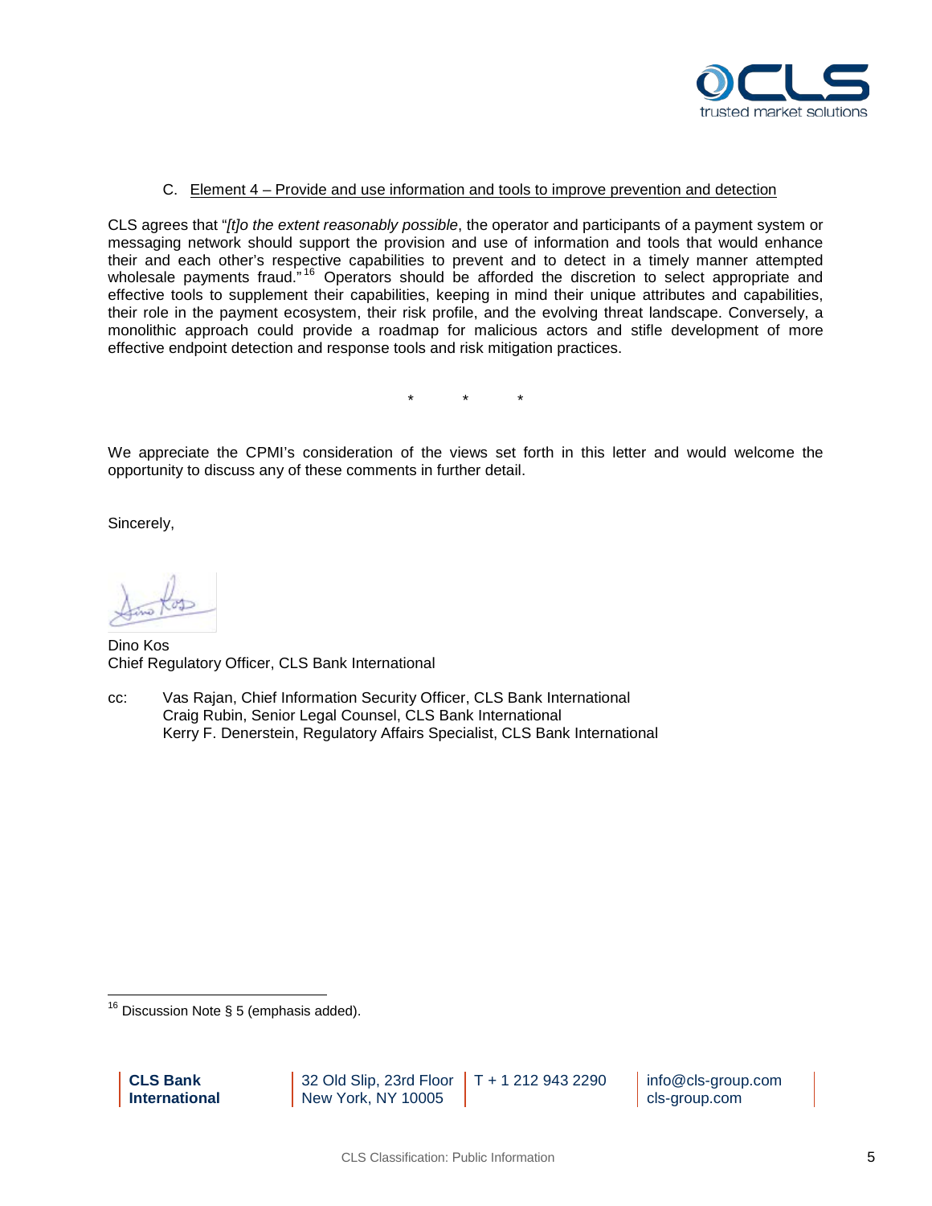C. <u>Element 4 – Provide and use information and tools to improve prevention and detection</u>

CLS agrees that "*[t]o the extent reasonably possible*, the operator and participants of a payment system or messaging network should support the provision and use of information and tools that would enhance their and each other's respective capabilities to prevent and to detect in a timely manner attempted wholesale payments fraud."[16] Operators should be afforded the discretion to select appropriate and effective tools to supplement their capabilities, keeping in mind their unique attributes and capabilities, their role in the payment ecosystem, their risk profile, and the evolving threat landscape. Conversely, a monolithic approach could provide a roadmap for malicious actors and stifle development of more effective endpoint detection and response tools and risk mitigation practices.

\*  \*  \*

We appreciate the CPMI's consideration of the views set forth in this letter and would welcome the opportunity to discuss any of these comments in further detail.

Sincerely,

Dino Kos
Chief Regulatory Officer, CLS Bank International

cc: Vas Rajan, Chief Information Security Officer, CLS Bank International
Craig Rubin, Senior Legal Counsel, CLS Bank International
Kerry F. Denerstein, Regulatory Affairs Specialist, CLS Bank International

[16] Discussion Note § 5 (emphasis added).

**CLS Bank International** | 32 Old Slip, 23rd Floor New York, NY 10005 | T + 1 212 943 2290 | info@cls-group.com cls-group.com

CLS Classification: Public Information